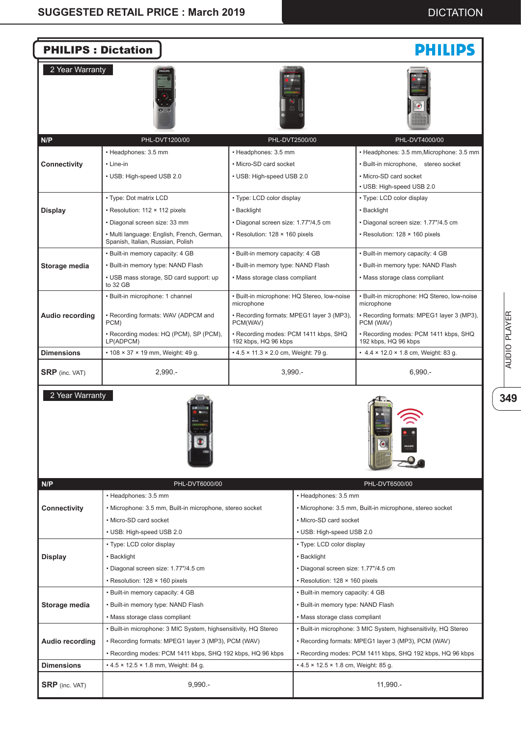# PHILIPS : Dictation

2 Year Warranty

| N/P | PHL-DVT1200/00 | PHL-DVT2500/00 | PHL-DVT4000/00 |
|---|---|---|---|
| **Connectivity** | • Headphones: 3.5 mm<br>• Line-in<br>• USB: High-speed USB 2.0 | • Headphones: 3.5 mm<br>• Micro-SD card socket<br>• USB: High-speed USB 2.0 | • Headphones: 3.5 mm,Microphone: 3.5 mm<br>• Built-in microphone, stereo socket<br>• Micro-SD card socket<br>• USB: High-speed USB 2.0 |
| **Display** | • Type: Dot matrix LCD<br>• Resolution: 112 × 112 pixels<br>• Diagonal screen size: 33 mm<br>• Multi language: English, French, German, Spanish, Italian, Russian, Polish | • Type: LCD color display<br>• Backlight<br>• Diagonal screen size: 1.77"/4,5 cm<br>• Resolution: 128 × 160 pixels | • Type: LCD color display<br>• Backlight<br>• Diagonal screen size: 1.77"/4.5 cm<br>• Resolution: 128 × 160 pixels |
| **Storage media** | • Built-in memory capacity: 4 GB<br>• Built-in memory type: NAND Flash<br>• USB mass storage, SD card support: up to 32 GB | • Built-in memory capacity: 4 GB<br>• Built-in memory type: NAND Flash<br>• Mass storage class compliant | • Built-in memory capacity: 4 GB<br>• Built-in memory type: NAND Flash<br>• Mass storage class compliant |
| **Audio recording** | • Built-in microphone: 1 channel<br>• Recording formats: WAV (ADPCM and PCM)<br>• Recording modes: HQ (PCM), SP (PCM), LP(ADPCM) | • Built-in microphone: HQ Stereo, low-noise microphone<br>• Recording formats: MPEG1 layer 3 (MP3), PCM(WAV)<br>• Recording modes: PCM 1411 kbps, SHQ 192 kbps, HQ 96 kbps | • Built-in microphone: HQ Stereo, low-noise microphone<br>• Recording formats: MPEG1 layer 3 (MP3), PCM (WAV)<br>• Recording modes: PCM 1411 kbps, SHQ 192 kbps, HQ 96 kbps |
| **Dimensions** | • 108 × 37 × 19 mm, Weight: 49 g. | • 4.5 × 11.3 × 2.0 cm, Weight: 79 g. | • 4.4 × 12.0 × 1.8 cm, Weight: 83 g. |
| **SRP** (inc. VAT) | 2,990.- | 3,990.- | 6,990.- |

2 Year Warranty

| N/P | PHL-DVT6000/00 | PHL-DVT6500/00 |
|---|---|---|
| **Connectivity** | • Headphones: 3.5 mm<br>• Microphone: 3.5 mm, Built-in microphone, stereo socket<br>• Micro-SD card socket<br>• USB: High-speed USB 2.0 | • Headphones: 3.5 mm<br>• Microphone: 3.5 mm, Built-in microphone, stereo socket<br>• Micro-SD card socket<br>• USB: High-speed USB 2.0 |
| **Display** | • Type: LCD color display<br>• Backlight<br>• Diagonal screen size: 1.77"/4.5 cm<br>• Resolution: 128 × 160 pixels | • Type: LCD color display<br>• Backlight<br>• Diagonal screen size: 1.77"/4.5 cm<br>• Resolution: 128 × 160 pixels |
| **Storage media** | • Built-in memory capacity: 4 GB<br>• Built-in memory type: NAND Flash<br>• Mass storage class compliant | • Built-in memory capacity: 4 GB<br>• Built-in memory type: NAND Flash<br>• Mass storage class compliant |
| **Audio recording** | • Built-in microphone: 3 MIC System, highsensitivity, HQ Stereo<br>• Recording formats: MPEG1 layer 3 (MP3), PCM (WAV)<br>• Recording modes: PCM 1411 kbps, SHQ 192 kbps, HQ 96 kbps | • Built-in microphone: 3 MIC System, highsensitivity, HQ Stereo<br>• Recording formats: MPEG1 layer 3 (MP3), PCM (WAV)<br>• Recording modes: PCM 1411 kbps, SHQ 192 kbps, HQ 96 kbps |
| **Dimensions** | • 4.5 × 12.5 × 1.8 mm, Weight: 84 g. | • 4.5 × 12.5 × 1.8 cm, Weight: 85 g. |
| **SRP** (inc. VAT) | 9,990.- | 11,990.- |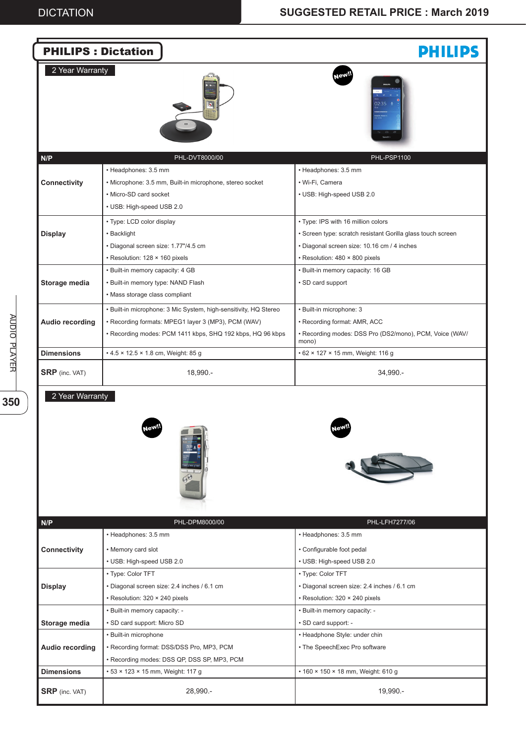# PHILIPS : Dictation

2 Year Warranty

New!!

| N/P | PHL-DVT8000/00 | PHL-PSP1100 |
| --- | --- | --- |
| Connectivity | • Headphones: 3.5 mm<br>• Microphone: 3.5 mm, Built-in microphone, stereo socket<br>• Micro-SD card socket<br>• USB: High-speed USB 2.0 | • Headphones: 3.5 mm<br>• Wi-Fi, Camera<br>• USB: High-speed USB 2.0 |
| Display | • Type: LCD color display<br>• Backlight<br>• Diagonal screen size: 1.77"/4.5 cm<br>• Resolution: 128 × 160 pixels | • Type: IPS with 16 million colors<br>• Screen type: scratch resistant Gorilla glass touch screen<br>• Diagonal screen size: 10.16 cm / 4 inches<br>• Resolution: 480 × 800 pixels |
| Storage media | • Built-in memory capacity: 4 GB<br>• Built-in memory type: NAND Flash<br>• Mass storage class compliant | • Built-in memory capacity: 16 GB<br>• SD card support |
| Audio recording | • Built-in microphone: 3 Mic System, high-sensitivity, HQ Stereo<br>• Recording formats: MPEG1 layer 3 (MP3), PCM (WAV)<br>• Recording modes: PCM 1411 kbps, SHQ 192 kbps, HQ 96 kbps | • Built-in microphone: 3<br>• Recording format: AMR, ACC<br>• Recording modes: DSS Pro (DS2/mono), PCM, Voice (WAV/ mono) |
| Dimensions | • 4.5 × 12.5 × 1.8 cm, Weight: 85 g | • 62 × 127 × 15 mm, Weight: 116 g |
| SRP (inc. VAT) | 18,990.- | 34,990.- |

2 Year Warranty

New!! New!!

| N/P | PHL-DPM8000/00 | PHL-LFH7277/06 |
| --- | --- | --- |
| Connectivity | • Headphones: 3.5 mm<br>• Memory card slot<br>• USB: High-speed USB 2.0 | • Headphones: 3.5 mm<br>• Configurable foot pedal<br>• USB: High-speed USB 2.0 |
| Display | • Type: Color TFT<br>• Diagonal screen size: 2.4 inches / 6.1 cm<br>• Resolution: 320 × 240 pixels | • Type: Color TFT<br>• Diagonal screen size: 2.4 inches / 6.1 cm<br>• Resolution: 320 × 240 pixels |
| Storage media | • Built-in memory capacity: -<br>• SD card support: Micro SD | • Built-in memory capacity: -<br>• SD card support: - |
| Audio recording | • Built-in microphone<br>• Recording format: DSS/DSS Pro, MP3, PCM<br>• Recording modes: DSS QP, DSS SP, MP3, PCM | • Headphone Style: under chin<br>• The SpeechExec Pro software |
| Dimensions | • 53 × 123 × 15 mm, Weight: 117 g | • 160 × 150 × 18 mm, Weight: 610 g |
| SRP (inc. VAT) | 28,990.- | 19,990.- |